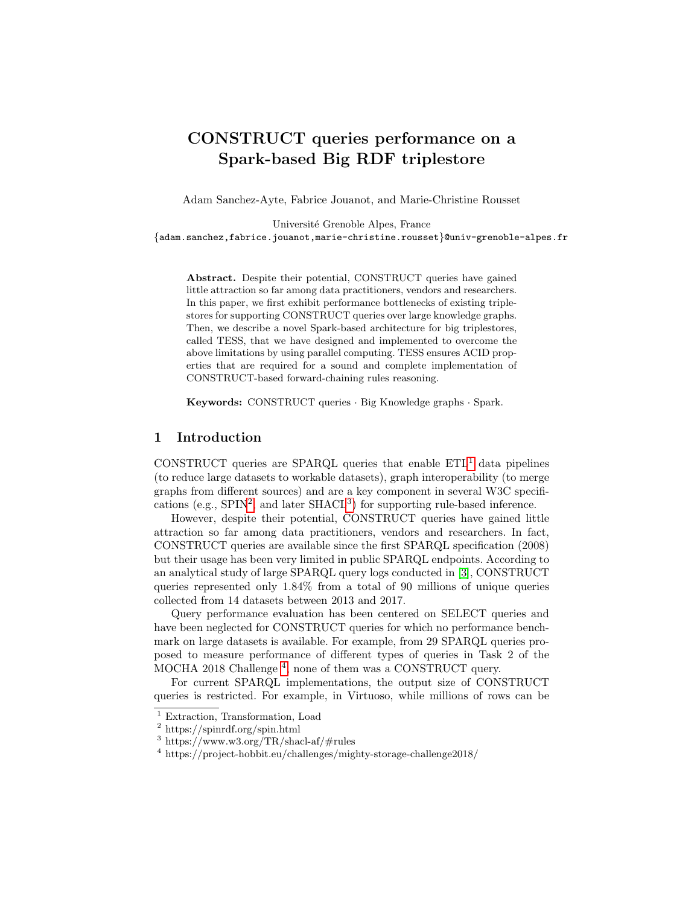# CONSTRUCT queries performance on a Spark-based Big RDF triplestore

Adam Sanchez-Ayte, Fabrice Jouanot, and Marie-Christine Rousset

Université Grenoble Alpes, France
{adam.sanchez,fabrice.jouanot,marie-christine.rousset}@univ-grenoble-alpes.fr

**Abstract.** Despite their potential, CONSTRUCT queries have gained little attraction so far among data practitioners, vendors and researchers. In this paper, we first exhibit performance bottlenecks of existing triplestores for supporting CONSTRUCT queries over large knowledge graphs. Then, we describe a novel Spark-based architecture for big triplestores, called TESS, that we have designed and implemented to overcome the above limitations by using parallel computing. TESS ensures ACID properties that are required for a sound and complete implementation of CONSTRUCT-based forward-chaining rules reasoning.

**Keywords:** CONSTRUCT queries · Big Knowledge graphs · Spark.

## 1 Introduction

CONSTRUCT queries are SPARQL queries that enable ETL[1] data pipelines (to reduce large datasets to workable datasets), graph interoperability (to merge graphs from different sources) and are a key component in several W3C specifications (e.g., SPIN[2], and later SHACL[3]) for supporting rule-based inference.

However, despite their potential, CONSTRUCT queries have gained little attraction so far among data practitioners, vendors and researchers. In fact, CONSTRUCT queries are available since the first SPARQL specification (2008) but their usage has been very limited in public SPARQL endpoints. According to an analytical study of large SPARQL query logs conducted in [3], CONSTRUCT queries represented only 1.84% from a total of 90 millions of unique queries collected from 14 datasets between 2013 and 2017.

Query performance evaluation has been centered on SELECT queries and have been neglected for CONSTRUCT queries for which no performance benchmark on large datasets is available. For example, from 29 SPARQL queries proposed to measure performance of different types of queries in Task 2 of the MOCHA 2018 Challenge [4], none of them was a CONSTRUCT query.

For current SPARQL implementations, the output size of CONSTRUCT queries is restricted. For example, in Virtuoso, while millions of rows can be

[1] Extraction, Transformation, Load
[2] https://spinrdf.org/spin.html
[3] https://www.w3.org/TR/shacl-af/#rules
[4] https://project-hobbit.eu/challenges/mighty-storage-challenge2018/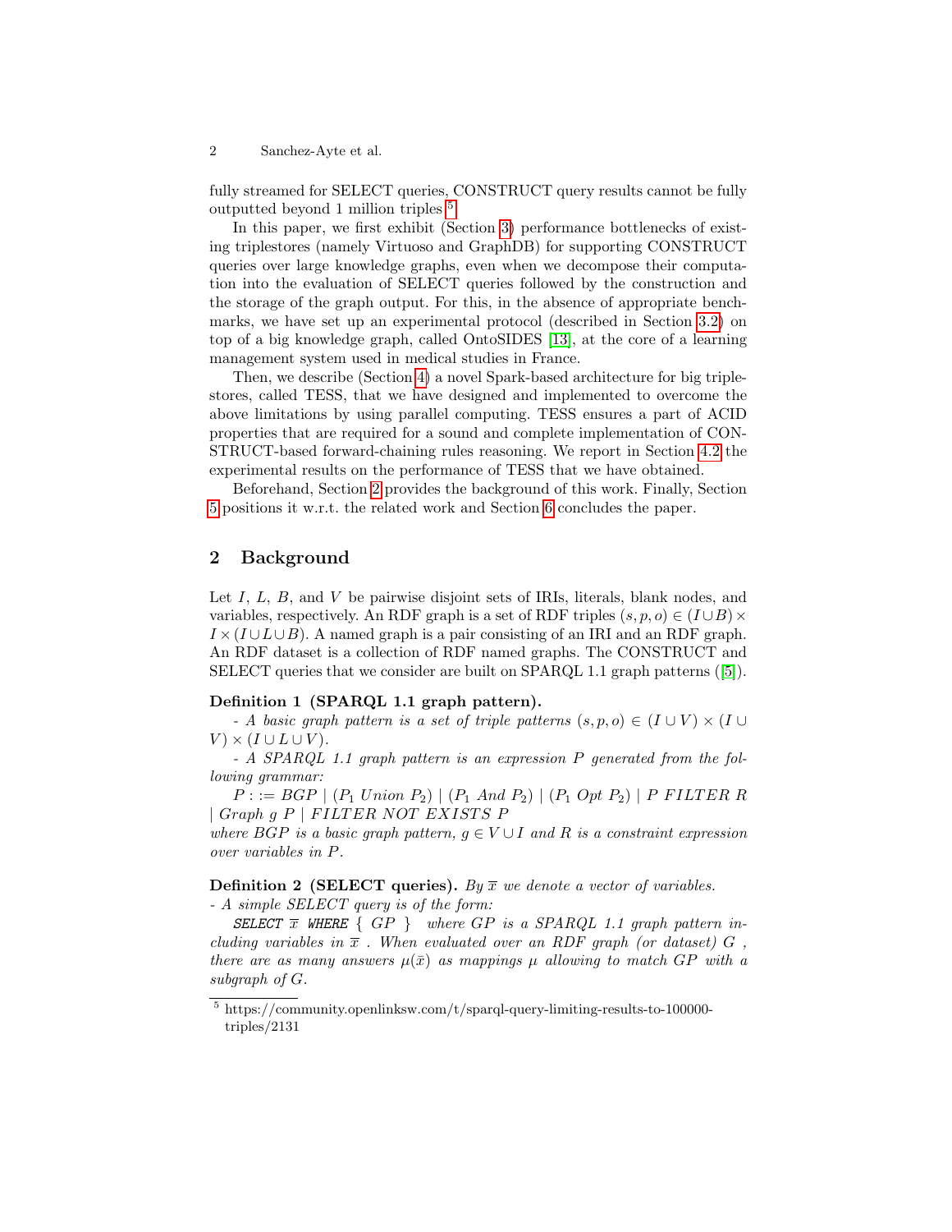fully streamed for SELECT queries, CONSTRUCT query results cannot be fully outputted beyond 1 million triples [5].

In this paper, we first exhibit (Section 3) performance bottlenecks of existing triplestores (namely Virtuoso and GraphDB) for supporting CONSTRUCT queries over large knowledge graphs, even when we decompose their computation into the evaluation of SELECT queries followed by the construction and the storage of the graph output. For this, in the absence of appropriate benchmarks, we have set up an experimental protocol (described in Section 3.2) on top of a big knowledge graph, called OntoSIDES [13], at the core of a learning management system used in medical studies in France.

Then, we describe (Section 4) a novel Spark-based architecture for big triplestores, called TESS, that we have designed and implemented to overcome the above limitations by using parallel computing. TESS ensures a part of ACID properties that are required for a sound and complete implementation of CONSTRUCT-based forward-chaining rules reasoning. We report in Section 4.2 the experimental results on the performance of TESS that we have obtained.

Beforehand, Section 2 provides the background of this work. Finally, Section 5 positions it w.r.t. the related work and Section 6 concludes the paper.

## 2 Background

Let $I$, $L$, $B$, and $V$ be pairwise disjoint sets of IRIs, literals, blank nodes, and variables, respectively. An RDF graph is a set of RDF triples $(s, p, o) \in (I \cup B) \times I \times (I \cup L \cup B)$. A named graph is a pair consisting of an IRI and an RDF graph. An RDF dataset is a collection of RDF named graphs. The CONSTRUCT and SELECT queries that we consider are built on SPARQL 1.1 graph patterns ([5]).

**Definition 1 (SPARQL 1.1 graph pattern).**
*- A basic graph pattern is a set of triple patterns* $(s, p, o) \in (I \cup V) \times (I \cup V) \times (I \cup L \cup V)$.
*- A SPARQL 1.1 graph pattern is an expression $P$ generated from the following grammar:*

$P ::= BGP \mid (P_1 \ Union \ P_2) \mid (P_1 \ And \ P_2) \mid (P_1 \ Opt \ P_2) \mid P \ FILTER \ R \mid Graph \ g \ P \mid FILTER \ NOT \ EXISTS \ P$

*where $BGP$ is a basic graph pattern, $g \in V \cup I$ and $R$ is a constraint expression over variables in $P$.*

**Definition 2 (SELECT queries).** *By $\overline{x}$ we denote a vector of variables.*
*- A simple SELECT query is of the form:*

***SELECT*** $\overline{x}$ ***WHERE*** { $GP$ } *where $GP$ is a SPARQL 1.1 graph pattern including variables in $\overline{x}$ . When evaluated over an RDF graph (or dataset) $G$ , there are as many answers $\mu(\overline{x})$ as mappings $\mu$ allowing to match $GP$ with a subgraph of $G$.*

[5] https://community.openlinksw.com/t/sparql-query-limiting-results-to-100000-triples/2131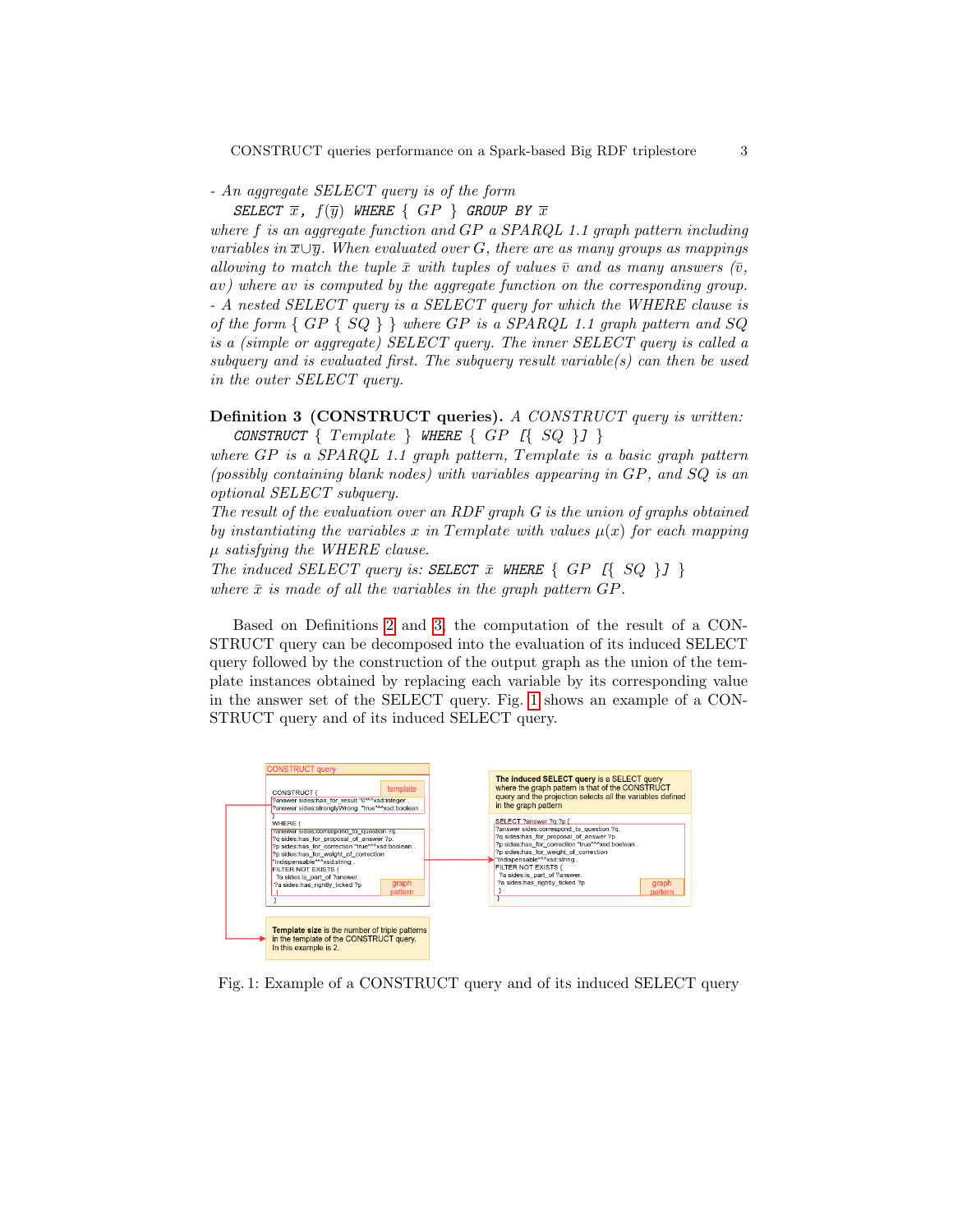*- An aggregate SELECT query is of the form*

`SELECT` $\overline{x}$, $f(\overline{y})$ `WHERE` { $GP$ } `GROUP BY` $\overline{x}$

*where $f$ is an aggregate function and $GP$ a SPARQL 1.1 graph pattern including variables in $\overline{x} \cup \overline{y}$. When evaluated over $G$, there are as many groups as mappings allowing to match the tuple $\bar{x}$ with tuples of values $\bar{v}$ and as many answers ($\bar{v}$, $av$) where $av$ is computed by the aggregate function on the corresponding group.*

*- A nested SELECT query is a SELECT query for which the WHERE clause is of the form { $GP$ { $SQ$ } } where $GP$ is a SPARQL 1.1 graph pattern and $SQ$ is a (simple or aggregate) SELECT query. The inner SELECT query is called a subquery and is evaluated first. The subquery result variable(s) can then used in the outer SELECT query.*

**Definition 3 (CONSTRUCT queries).** *A CONSTRUCT query is written:*

`CONSTRUCT` { $Template$ } `WHERE` { $GP$ [{ $SQ$ }] }

*where $GP$ is a SPARQL 1.1 graph pattern, $Template$ is a basic graph pattern (possibly containing blank nodes) with variables appearing in $GP$, and $SQ$ is an optional SELECT subquery.*

*The result of the evaluation over an RDF graph $G$ is the union of graphs obtained by instantiating the variables $x$ in $Template$ with values $\mu(x)$ for each mapping $\mu$ satisfying the WHERE clause.*

*The induced SELECT query is:* `SELECT` $\bar{x}$ `WHERE` { $GP$ [{ $SQ$ }] }

*where $\bar{x}$ is made of all the variables in the graph pattern $GP$.*

Based on Definitions 2 and 3, the computation of the result of a CONSTRUCT query can be decomposed into the evaluation of its induced SELECT query followed by the construction of the output graph as the union of the template instances obtained by replacing each variable by its corresponding value in the answer set of the SELECT query. Fig. 1 shows an example of a CONSTRUCT query and of its induced SELECT query.

Fig. 1: Example of a CONSTRUCT query and of its induced SELECT query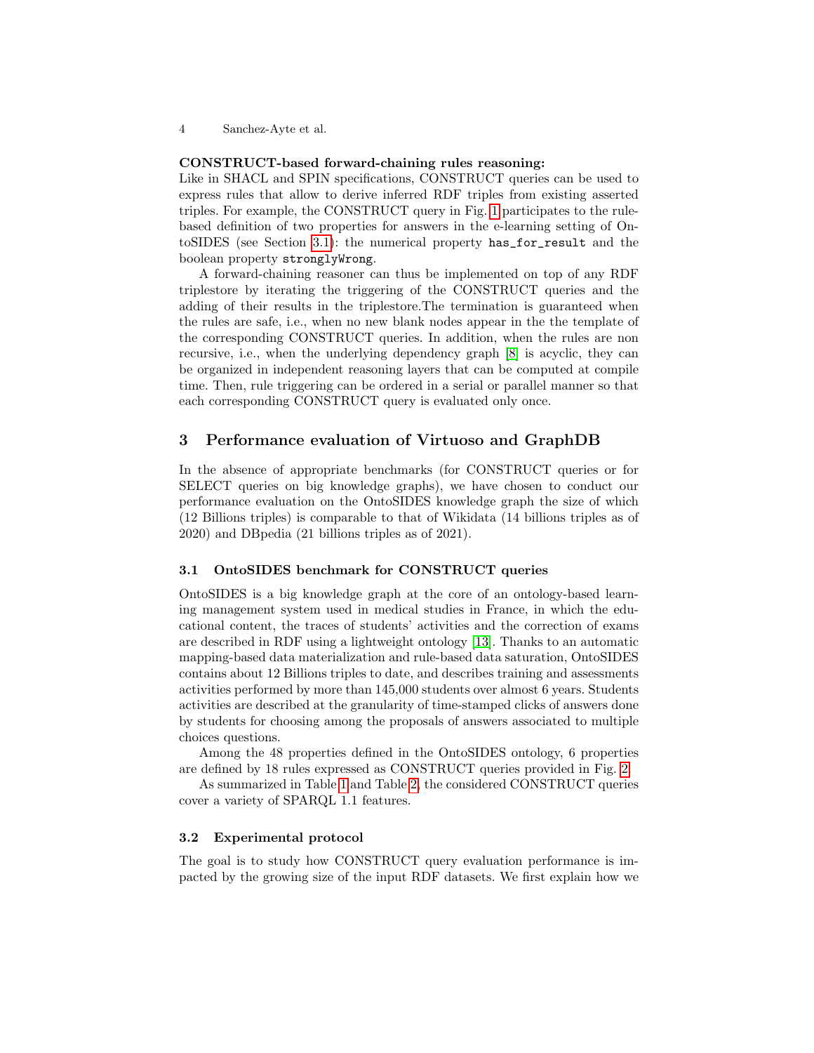**CONSTRUCT-based forward-chaining rules reasoning:**
Like in SHACL and SPIN specifications, CONSTRUCT queries can be used to express rules that allow to derive inferred RDF triples from existing asserted triples. For example, the CONSTRUCT query in Fig. 1 participates to the rule-based definition of two properties for answers in the e-learning setting of OntoSIDES (see Section 3.1): the numerical property `has_for_result` and the boolean property `stronglyWrong`.

A forward-chaining reasoner can thus be implemented on top of any RDF triplestore by iterating the triggering of the CONSTRUCT queries and the adding of their results in the triplestore.The termination is guaranteed when the rules are safe, i.e., when no new blank nodes appear in the the template of the corresponding CONSTRUCT queries. In addition, when the rules are non recursive, i.e., when the underlying dependency graph [8] is acyclic, they can be organized in independent reasoning layers that can be computed at compile time. Then, rule triggering can be ordered in a serial or parallel manner so that each corresponding CONSTRUCT query is evaluated only once.

## 3 Performance evaluation of Virtuoso and GraphDB

In the absence of appropriate benchmarks (for CONSTRUCT queries or for SELECT queries on big knowledge graphs), we have chosen to conduct our performance evaluation on the OntoSIDES knowledge graph the size of which (12 Billions triples) is comparable to that of Wikidata (14 billions triples as of 2020) and DBpedia (21 billions triples as of 2021).

### 3.1 OntoSIDES benchmark for CONSTRUCT queries

OntoSIDES is a big knowledge graph at the core of an ontology-based learning management system used in medical studies in France, in which the educational content, the traces of students' activities and the correction of exams are described in RDF using a lightweight ontology [13]. Thanks to an automatic mapping-based data materialization and rule-based data saturation, OntoSIDES contains about 12 Billions triples to date, and describes training and assessments activities performed by more than 145,000 students over almost 6 years. Students activities are described at the granularity of time-stamped clicks of answers done by students for choosing among the proposals of answers associated to multiple choices questions.

Among the 48 properties defined in the OntoSIDES ontology, 6 properties are defined by 18 rules expressed as CONSTRUCT queries provided in Fig. 2.

As summarized in Table 1 and Table 2, the considered CONSTRUCT queries cover a variety of SPARQL 1.1 features.

### 3.2 Experimental protocol

The goal is to study how CONSTRUCT query evaluation performance is impacted by the growing size of the input RDF datasets. We first explain how we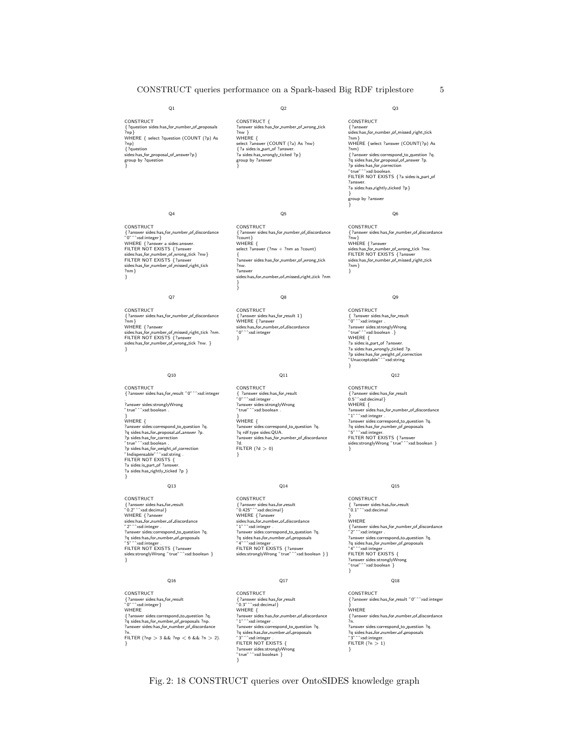Q1

```
CONSTRUCT
{?question sides:has_for_number_of_proposals
?np}
WHERE { select ?question (COUNT (?p) As
?np)
{?question
sides:has_for_proposal_of_answer?p}
group by ?question
}
```

Q2

```
CONSTRUCT {
?answer sides:has_for_number_of_wrong_tick
?nw }
WHERE {
select ?answer (COUNT (?a) As ?nw)
{?a sides:is_part_of ?answer.
?a sides:has_wrongly_ticked ?p}
group by ?answer
}
```

Q3

```
CONSTRUCT
{?answer
sides:has_for_number_of_missed_right_tick
?nm}
WHERE {select ?answer (COUNT(?p) As
?nm)
{?answer sides:correspond_to_question ?q.
?q sides:has_for_proposal_of_answer ?p.
?p sides:has_for_correction
"true"^^xsd:boolean.
FILTER NOT EXISTS {?a sides:is_part_of
?answer.
?a sides:has_rightly_ticked ?p}
}
group by ?answer
}
```

Q4

```
CONSTRUCT
{?answer sides:has_for_number_of_discordance
"0"^^xsd:integer}
WHERE {?answer a sides:answer.
FILTER NOT EXISTS {?answer
sides:has_for_number_of_wrong_tick ?nw}
FILTER NOT EXISTS {?answer
sides:has_for_number_of_missed_right_tick
?nm}
}
```

Q5

```
CONSTRUCT
{?answer sides:has_for_number_of_discordance
?count}
WHERE {
select ?answer (?nw + ?nm as ?count)
{
?answer sides:has_for_number_of_wrong_tick
?nw.
?answer
sides:has_for_number_of_missed_right_tick ?nm
}
}
```

Q6

```
CONSTRUCT
{?answer sides:has_for_number_of_discordance
?nw}
WHERE {?answer
sides:has_for_number_of_wrong_tick ?nw.
FILTER NOT EXISTS {?answer
sides:has_for_number_of_missed_right_tick
?nm}
}
```

Q7

```
CONSTRUCT
{?answer sides:has_for_number_of_discordance
?nm}
WHERE {?answer
sides:has_for_number_of_missed_right_tick ?nm.
FILTER NOT EXISTS {?answer
sides:has_for_number_of_wrong_tick ?nw. }
}
```

Q8

```
CONSTRUCT
{?answer sides:has_for_result 1}
WHERE {?answer
sides:has_for_number_of_discordance
"0"^^xsd:integer
}
```

Q9

```
CONSTRUCT
{ ?answer sides:has_for_result
"0"^^xsd:integer .
?answer sides:stronglyWrong
"true"^^xsd:boolean .}
WHERE {
?a sides:is_part_of ?answer.
?a sides:has_wrongly_ticked ?p.
?p sides:has_for_weight_of_correction
"Unacceptable"^^xsd:string
}
```

Q10

```
CONSTRUCT
{?answer sides:has_for_result "0"^^xsd:integer
.
?answer sides:stronglyWrong
"true"^^xsd:boolean .
}
WHERE {
?answer sides:correspond_to_question ?q.
?q sides:has_for_proposal_of_answer ?p.
?p sides:has_for_correction
"true"^^xsd:boolean .
?p sides:has_for_weight_of_correction
"Indispensable"^^xsd:string .
FILTER NOT EXISTS {
?a sides:is_part_of ?answer.
?a sides:has_rightly_ticked ?p }
}
```

Q11

```
CONSTRUCT
{ ?answer sides:has_for_result
"0"^^xsd:integer .
?answer sides:stronglyWrong
"true"^^xsd:boolean .
}
WHERE {
?answer sides:correspond_to_question ?q.
?q rdf:type sides:QUA.
?answer sides:has_for_number_of_discordance
?d.
FILTER (?d > 0)
}
```

Q12

```
CONSTRUCT
{?answer sides:has_for_result
0.5^^xsd:decimal}
WHERE {
?answer sides:has_for_number_of_discordance
"1"^^xsd:integer .
?answer sides:correspond_to_question ?q.
?q sides:has_for_number_of_proposals
"5"^^xsd:integer.
FILTER NOT EXISTS {?answer
sides:stronglyWrong "true"^^xsd:boolean }
}
```

Q13

```
CONSTRUCT
{?answer sides:has_for_result
"0.2"^^xsd:decimal}
WHERE {?answer
sides:has_for_number_of_discordance
"2"^^xsd:integer .
?answer sides:correspond_to_question ?q.
?q sides:has_for_number_of_proposals
"5"^^xsd:integer .
FILTER NOT EXISTS {?answer
sides:stronglyWrong "true"^^xsd:boolean }
}
```

Q14

```
CONSTRUCT
{?answer sides:has_for_result
"0.425"^^xsd:decimal}
WHERE {?answer
sides:has_for_number_of_discordance
"1"^^xsd:integer .
?answer sides:correspond_to_question ?q.
?q sides:has_for_number_of_proposals
"4"^^xsd:integer .
FILTER NOT EXISTS {?answer
sides:stronglyWrong "true"^^xsd:boolean }}
```

Q15

```
CONSTRUCT
{ ?answer sides:has_for_result
"0.1"^^xsd:decimal
}
WHERE
{?answer sides:has_for_number_of_discordance
"2"^^xsd:integer .
?answer sides:correspond_to_question ?q.
?q sides:has_for_number_of_proposals
"4"^^xsd:integer .
FILTER NOT EXISTS {
?answer sides:stronglyWrong
"true"^^xsd:boolean }
}
```

Q16

```
CONSTRUCT
{?answer sides:has_for_result
"0"^^xsd:integer}
WHERE
{?answer sides:correspond_to_question ?q.
?q sides:has_for_number_of_proposals ?np.
?answer sides:has_for_number_of_discordance
?n.
FILTER (?np > 3 && ?np < 6 && ?n > 2).
}
```

Q17

```
CONSTRUCT
{?answer sides:has_for_result
"0.3"^^xsd:decimal}
WHERE {
?answer sides:has_for_number_of_discordance
"1"^^xsd:integer .
?answer sides:correspond_to_question ?q.
?q sides:has_for_number_of_proposals
"3"^^xsd:integer .
FILTER NOT EXISTS {
?answer sides:stronglyWrong
"true"^^xsd:boolean }
}
```

Q18

```
CONSTRUCT
{?answer sides:has_for_result "0"^^xsd:integer
}
WHERE
{?answer sides:has_for_number_of_discordance
?n.
?answer sides:correspond_to_question ?q.
?q sides:has_for_number_of_proposals
"3"^^xsd:integer.
FILTER (?n > 1)
}
```

Fig. 2: 18 CONSTRUCT queries over OntoSIDES knowledge graph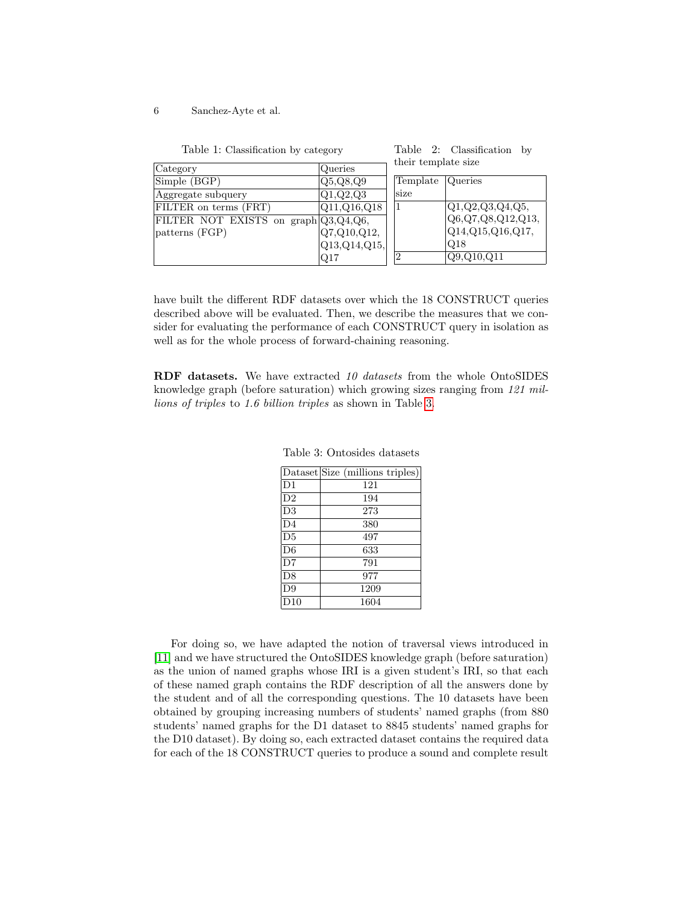Table 1: Classification by category

| Category | Queries |
| --- | --- |
| Simple (BGP) | Q5,Q8,Q9 |
| Aggregate subquery | Q1,Q2,Q3 |
| FILTER on terms (FRT) | Q11,Q16,Q18 |
| FILTER NOT EXISTS on graph patterns (FGP) | Q3,Q4,Q6, Q7,Q10,Q12, Q13,Q14,Q15, Q17 |

Table 2: Classification by their template size

| Template size | Queries |
| --- | --- |
| 1 | Q1,Q2,Q3,Q4,Q5, Q6,Q7,Q8,Q12,Q13, Q14,Q15,Q16,Q17, Q18 |
| 2 | Q9,Q10,Q11 |

have built the different RDF datasets over which the 18 CONSTRUCT queries described above will be evaluated. Then, we describe the measures that we consider for evaluating the performance of each CONSTRUCT query in isolation as well as for the whole process of forward-chaining reasoning.

**RDF datasets.** We have extracted *10 datasets* from the whole OntoSIDES knowledge graph (before saturation) which growing sizes ranging from *121 millions of triples* to *1.6 billion triples* as shown in Table 3.

Table 3: Ontosides datasets

| Dataset | Size (millions triples) |
| --- | --- |
| D1 | 121 |
| D2 | 194 |
| D3 | 273 |
| D4 | 380 |
| D5 | 497 |
| D6 | 633 |
| D7 | 791 |
| D8 | 977 |
| D9 | 1209 |
| D10 | 1604 |

For doing so, we have adapted the notion of traversal views introduced in [11] and we have structured the OntoSIDES knowledge graph (before saturation) as the union of named graphs whose IRI is a given student's IRI, so that each of these named graph contains the RDF description of all the answers done by the student and of all the corresponding questions. The 10 datasets have been obtained by grouping increasing numbers of students' named graphs (from 880 students' named graphs for the D1 dataset to 8845 students' named graphs for the D10 dataset). By doing so, each extracted dataset contains the required data for each of the 18 CONSTRUCT queries to produce a sound and complete result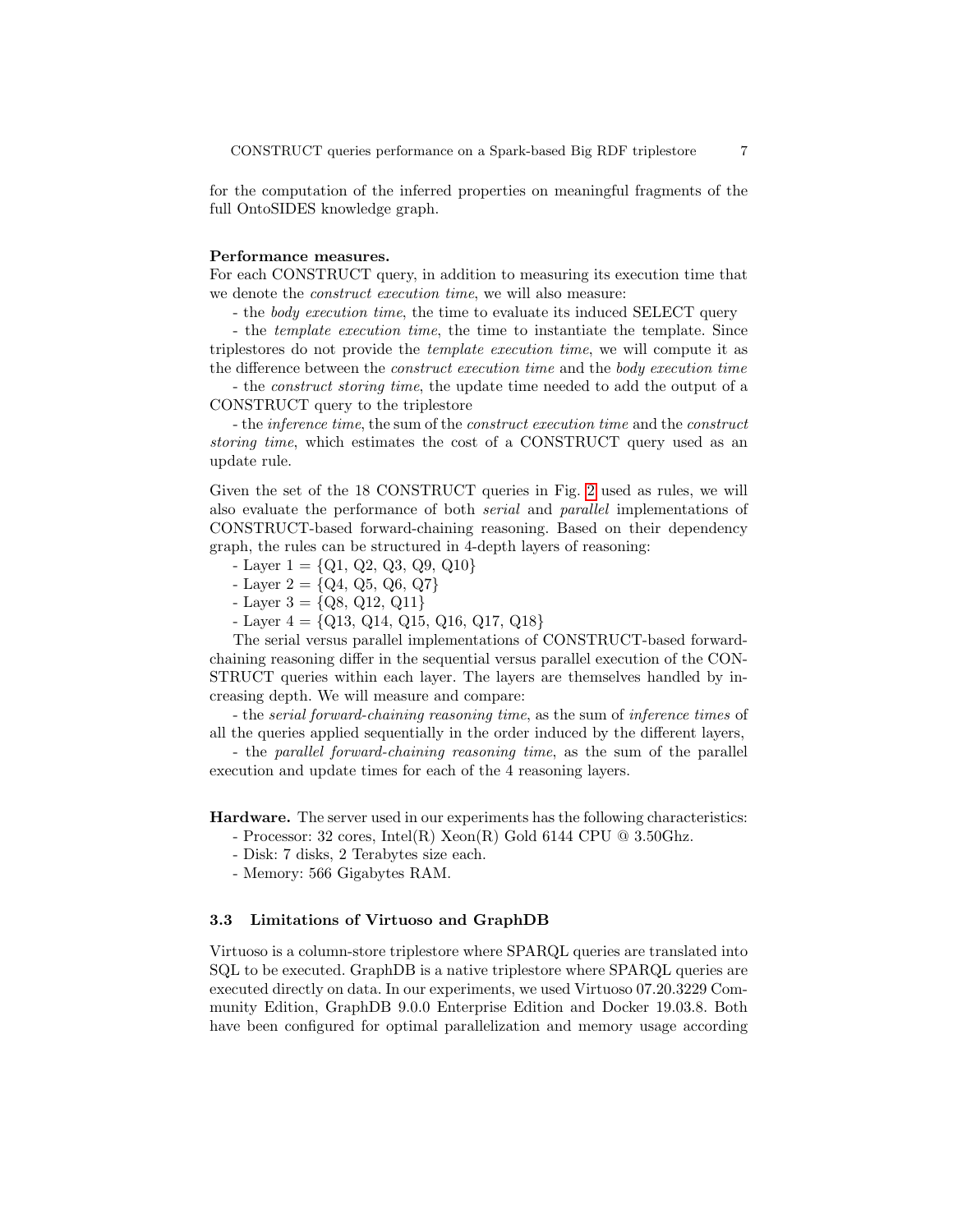for the computation of the inferred properties on meaningful fragments of the full OntoSIDES knowledge graph.

**Performance measures.**
For each CONSTRUCT query, in addition to measuring its execution time that we denote the *construct execution time*, we will also measure:

- the *body execution time*, the time to evaluate its induced SELECT query
- the *template execution time*, the time to instantiate the template. Since triplestores do not provide the *template execution time*, we will compute it as the difference between the *construct execution time* and the *body execution time*
- the *construct storing time*, the update time needed to add the output of a CONSTRUCT query to the triplestore
- the *inference time*, the sum of the *construct execution time* and the *construct storing time*, which estimates the cost of a CONSTRUCT query used as an update rule.

Given the set of the 18 CONSTRUCT queries in Fig. 2 used as rules, we will also evaluate the performance of both *serial* and *parallel* implementations of CONSTRUCT-based forward-chaining reasoning. Based on their dependency graph, the rules can be structured in 4-depth layers of reasoning:

- Layer 1 = {Q1, Q2, Q3, Q9, Q10}
- Layer 2 = {Q4, Q5, Q6, Q7}
- Layer 3 = {Q8, Q12, Q11}
- Layer 4 = {Q13, Q14, Q15, Q16, Q17, Q18}

The serial versus parallel implementations of CONSTRUCT-based forward-chaining reasoning differ in the sequential versus parallel execution of the CONSTRUCT queries within each layer. The layers are themselves handled by increasing depth. We will measure and compare:

- the *serial forward-chaining reasoning time*, as the sum of *inference times* of all the queries applied sequentially in the order induced by the different layers,
- the *parallel forward-chaining reasoning time*, as the sum of the parallel execution and update times for each of the 4 reasoning layers.

**Hardware.** The server used in our experiments has the following characteristics:

- Processor: 32 cores, Intel(R) Xeon(R) Gold 6144 CPU @ 3.50Ghz.
- Disk: 7 disks, 2 Terabytes size each.
- Memory: 566 Gigabytes RAM.

### 3.3 Limitations of Virtuoso and GraphDB

Virtuoso is a column-store triplestore where SPARQL queries are translated into SQL to be executed. GraphDB is a native triplestore where SPARQL queries are executed directly on data. In our experiments, we used Virtuoso 07.20.3229 Community Edition, GraphDB 9.0.0 Enterprise Edition and Docker 19.03.8. Both have been configured for optimal parallelization and memory usage according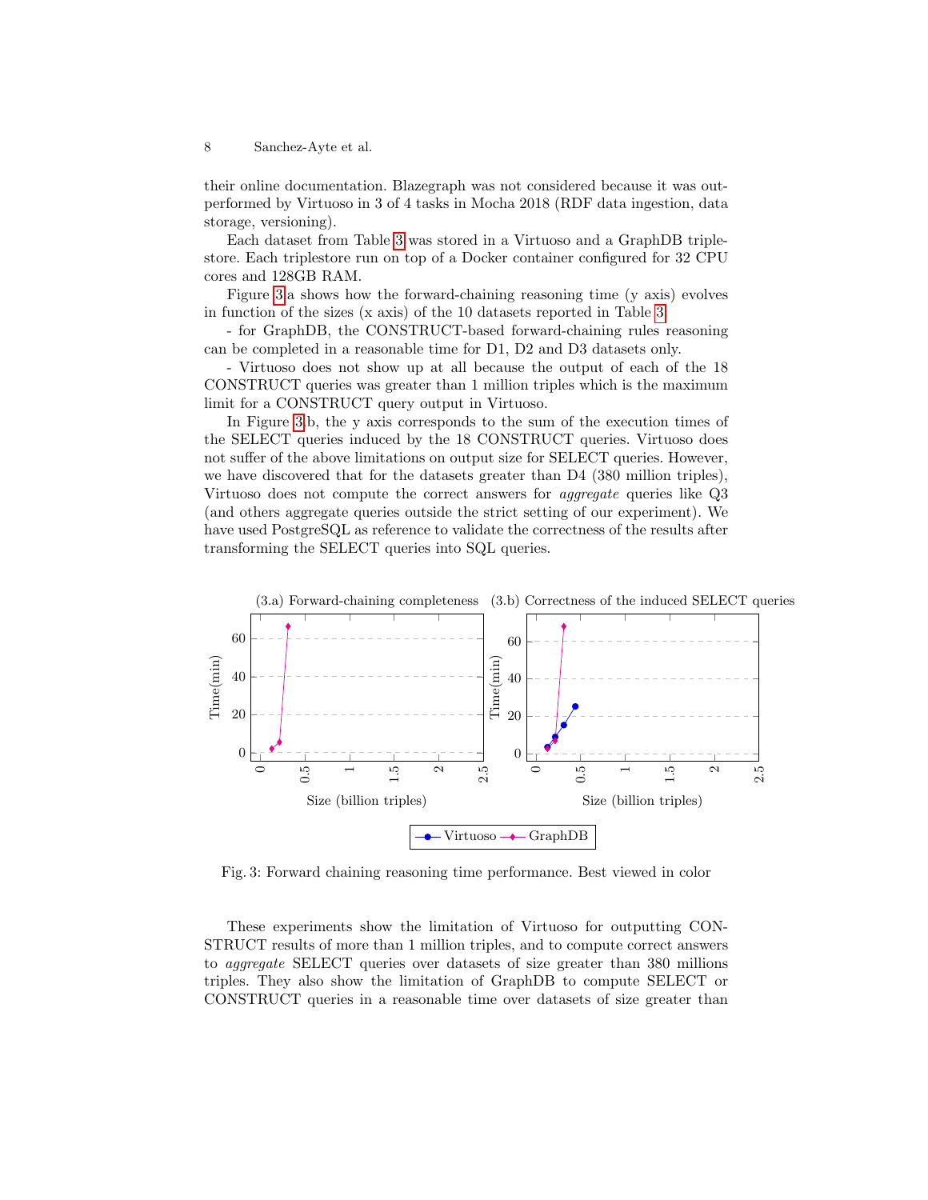their online documentation. Blazegraph was not considered because it was outperformed by Virtuoso in 3 of 4 tasks in Mocha 2018 (RDF data ingestion, data storage, versioning).

Each dataset from Table 3 was stored in a Virtuoso and a GraphDB triplestore. Each triplestore run on top of a Docker container configured for 32 CPU cores and 128GB RAM.

Figure 3.a shows how the forward-chaining reasoning time (y axis) evolves in function of the sizes (x axis) of the 10 datasets reported in Table 3:

- for GraphDB, the CONSTRUCT-based forward-chaining rules reasoning can be completed in a reasonable time for D1, D2 and D3 datasets only.

- Virtuoso does not show up at all because the output of each of the 18 CONSTRUCT queries was greater than 1 million triples which is the maximum limit for a CONSTRUCT query output in Virtuoso.

In Figure 3.b, the y axis corresponds to the sum of the execution times of the SELECT queries induced by the 18 CONSTRUCT queries. Virtuoso does not suffer of the above limitations on output size for SELECT queries. However, we have discovered that for the datasets greater than D4 (380 million triples), Virtuoso does not compute the correct answers for *aggregate* queries like Q3 (and others aggregate queries outside the strict setting of our experiment). We have used PostgreSQL as reference to validate the correctness of the results after transforming the SELECT queries into SQL queries.

Fig. 3: Forward chaining reasoning time performance. Best viewed in color

These experiments show the limitation of Virtuoso for outputting CONSTRUCT results of more than 1 million triples, and to compute correct answers to *aggregate* SELECT queries over datasets of size greater than 380 millions triples. They also show the limitation of GraphDB to compute SELECT or CONSTRUCT queries in a reasonable time over datasets of size greater than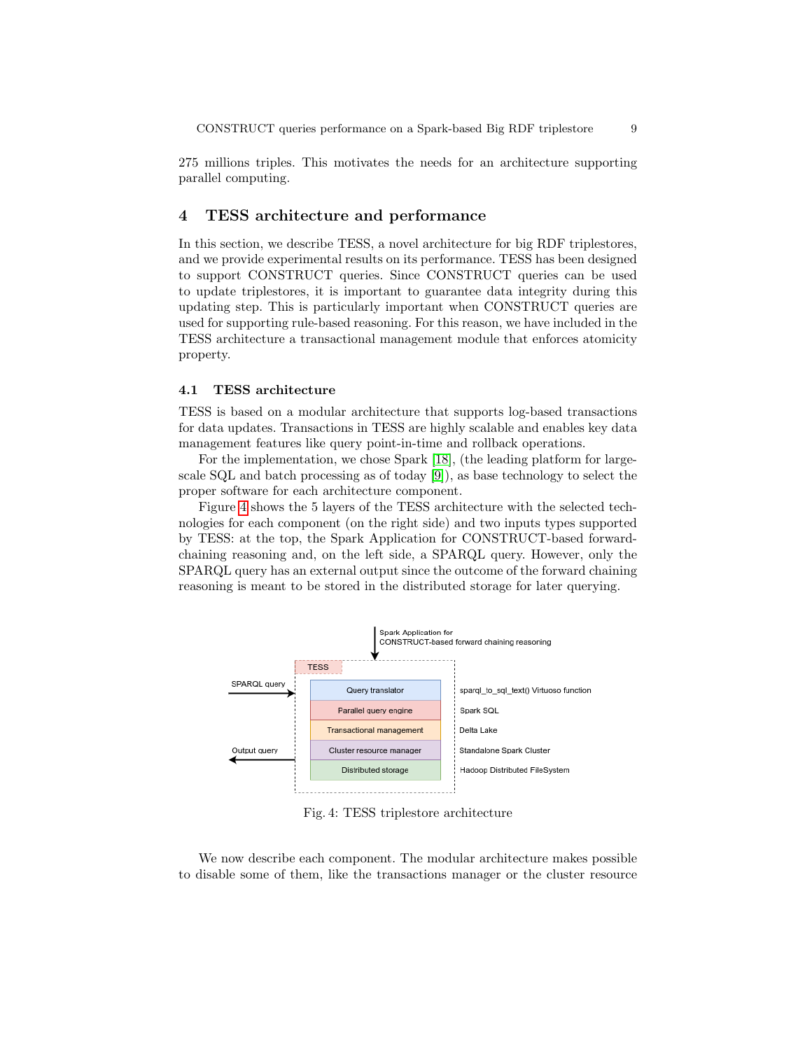275 millions triples. This motivates the needs for an architecture supporting parallel computing.

## 4 TESS architecture and performance

In this section, we describe TESS, a novel architecture for big RDF triplestores, and we provide experimental results on its performance. TESS has been designed to support CONSTRUCT queries. Since CONSTRUCT queries can be used to update triplestores, it is important to guarantee data integrity during this updating step. This is particularly important when CONSTRUCT queries are used for supporting rule-based reasoning. For this reason, we have included in the TESS architecture a transactional management module that enforces atomicity property.

### 4.1 TESS architecture

TESS is based on a modular architecture that supports log-based transactions for data updates. Transactions in TESS are highly scalable and enables key data management features like query point-in-time and rollback operations.

For the implementation, we chose Spark [18], (the leading platform for large-scale SQL and batch processing as of today [9]), as base technology to select the proper software for each architecture component.

Figure 4 shows the 5 layers of the TESS architecture with the selected technologies for each component (on the right side) and two inputs types supported by TESS: at the top, the Spark Application for CONSTRUCT-based forward-chaining reasoning and, on the left side, a SPARQL query. However, only the SPARQL query has an external output since the outcome of the forward chaining reasoning is meant to be stored in the distributed storage for later querying.

| TESS | Technology |
|---|---|
| Query translator | sparql_to_sql_text() Virtuoso function |
| Parallel query engine | Spark SQL |
| Transactional management | Delta Lake |
| Cluster resource manager | Standalone Spark Cluster |
| Distributed storage | Hadoop Distributed FileSystem |

Inputs: Spark Application for CONSTRUCT-based forward chaining reasoning (top); SPARQL query (left). Output: Output query (left).

Fig. 4: TESS triplestore architecture

We now describe each component. The modular architecture makes possible to disable some of them, like the transactions manager or the cluster resource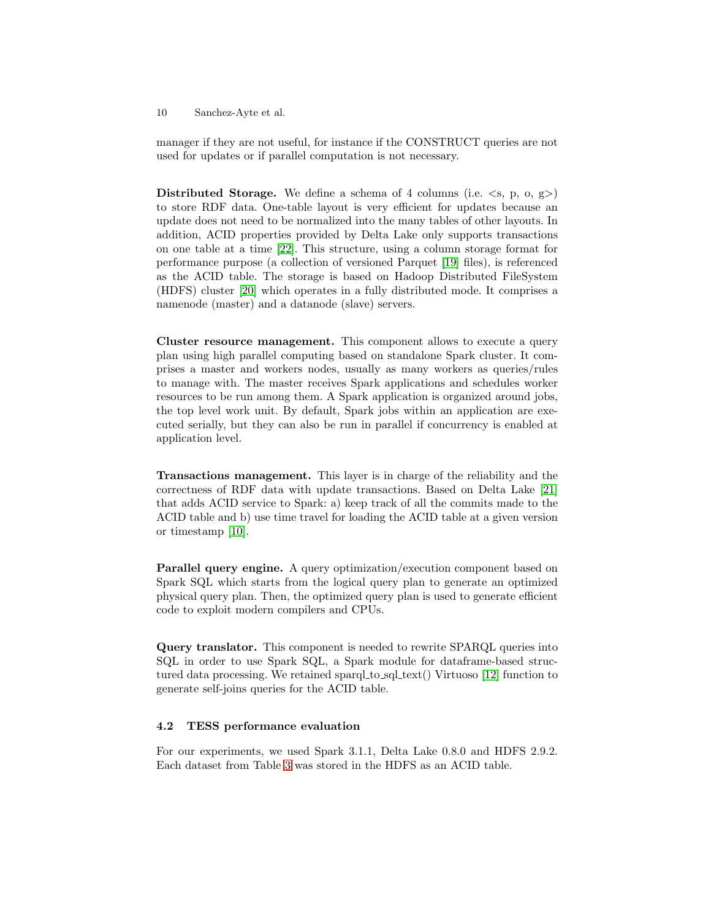manager if they are not useful, for instance if the CONSTRUCT queries are not used for updates or if parallel computation is not necessary.

**Distributed Storage.** We define a schema of 4 columns (i.e. <s, p, o, g>) to store RDF data. One-table layout is very efficient for updates because an update does not need to be normalized into the many tables of other layouts. In addition, ACID properties provided by Delta Lake only supports transactions on one table at a time [22]. This structure, using a column storage format for performance purpose (a collection of versioned Parquet [19] files), is referenced as the ACID table. The storage is based on Hadoop Distributed FileSystem (HDFS) cluster [20] which operates in a fully distributed mode. It comprises a namenode (master) and a datanode (slave) servers.

**Cluster resource management.** This component allows to execute a query plan using high parallel computing based on standalone Spark cluster. It comprises a master and workers nodes, usually as many workers as queries/rules to manage with. The master receives Spark applications and schedules worker resources to be run among them. A Spark application is organized around jobs, the top level work unit. By default, Spark jobs within an application are executed serially, but they can also be run in parallel if concurrency is enabled at application level.

**Transactions management.** This layer is in charge of the reliability and the correctness of RDF data with update transactions. Based on Delta Lake [21] that adds ACID service to Spark: a) keep track of all the commits made to the ACID table and b) use time travel for loading the ACID table at a given version or timestamp [10].

**Parallel query engine.** A query optimization/execution component based on Spark SQL which starts from the logical query plan to generate an optimized physical query plan. Then, the optimized query plan is used to generate efficient code to exploit modern compilers and CPUs.

**Query translator.** This component is needed to rewrite SPARQL queries into SQL in order to use Spark SQL, a Spark module for dataframe-based structured data processing. We retained sparql_to_sql_text() Virtuoso [12] function to generate self-joins queries for the ACID table.

### 4.2 TESS performance evaluation

For our experiments, we used Spark 3.1.1, Delta Lake 0.8.0 and HDFS 2.9.2. Each dataset from Table 3 was stored in the HDFS as an ACID table.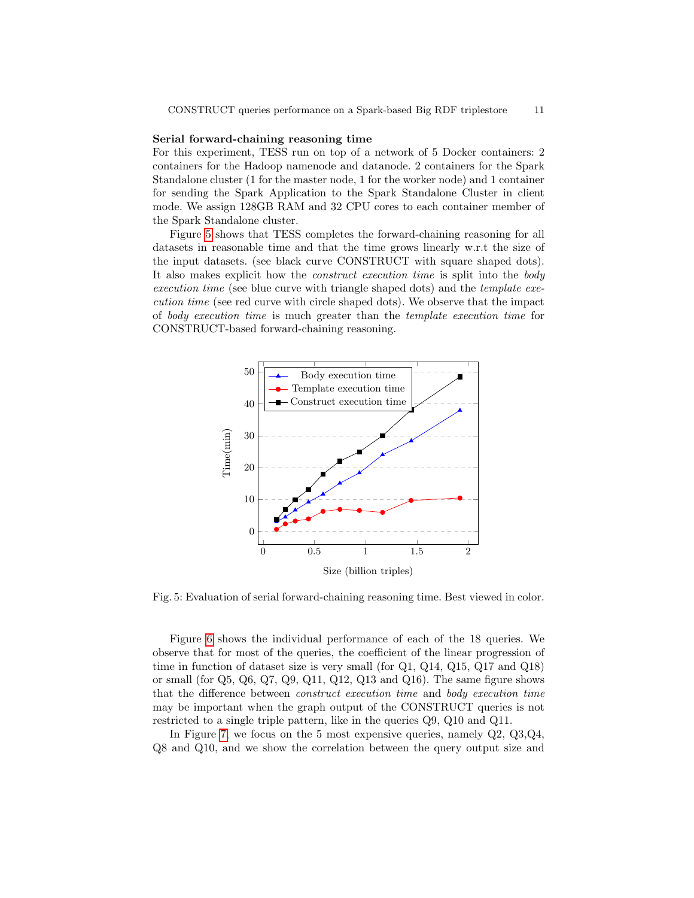**Serial forward-chaining reasoning time**

For this experiment, TESS run on top of a network of 5 Docker containers: 2 containers for the Hadoop namenode and datanode. 2 containers for the Spark Standalone cluster (1 for the master node, 1 for the worker node) and 1 container for sending the Spark Application to the Spark Standalone Cluster in client mode. We assign 128GB RAM and 32 CPU cores to each container member of the Spark Standalone cluster.

Figure 5 shows that TESS completes the forward-chaining reasoning for all datasets in reasonable time and that the time grows linearly w.r.t the size of the input datasets. (see black curve CONSTRUCT with square shaped dots). It also makes explicit how the *construct execution time* is split into the *body execution time* (see blue curve with triangle shaped dots) and the *template execution time* (see red curve with circle shaped dots). We observe that the impact of *body execution time* is much greater than the *template execution time* for CONSTRUCT-based forward-chaining reasoning.

Fig. 5: Evaluation of serial forward-chaining reasoning time. Best viewed in color.

Figure 6 shows the individual performance of each of the 18 queries. We observe that for most of the queries, the coefficient of the linear progression of time in function of dataset size is very small (for Q1, Q14, Q15, Q17 and Q18) or small (for Q5, Q6, Q7, Q9, Q11, Q12, Q13 and Q16). The same figure shows that the difference between *construct execution time* and *body execution time* may be important when the graph output of the CONSTRUCT queries is not restricted to a single triple pattern, like in the queries Q9, Q10 and Q11.

In Figure 7, we focus on the 5 most expensive queries, namely Q2, Q3,Q4, Q8 and Q10, and we show the correlation between the query output size and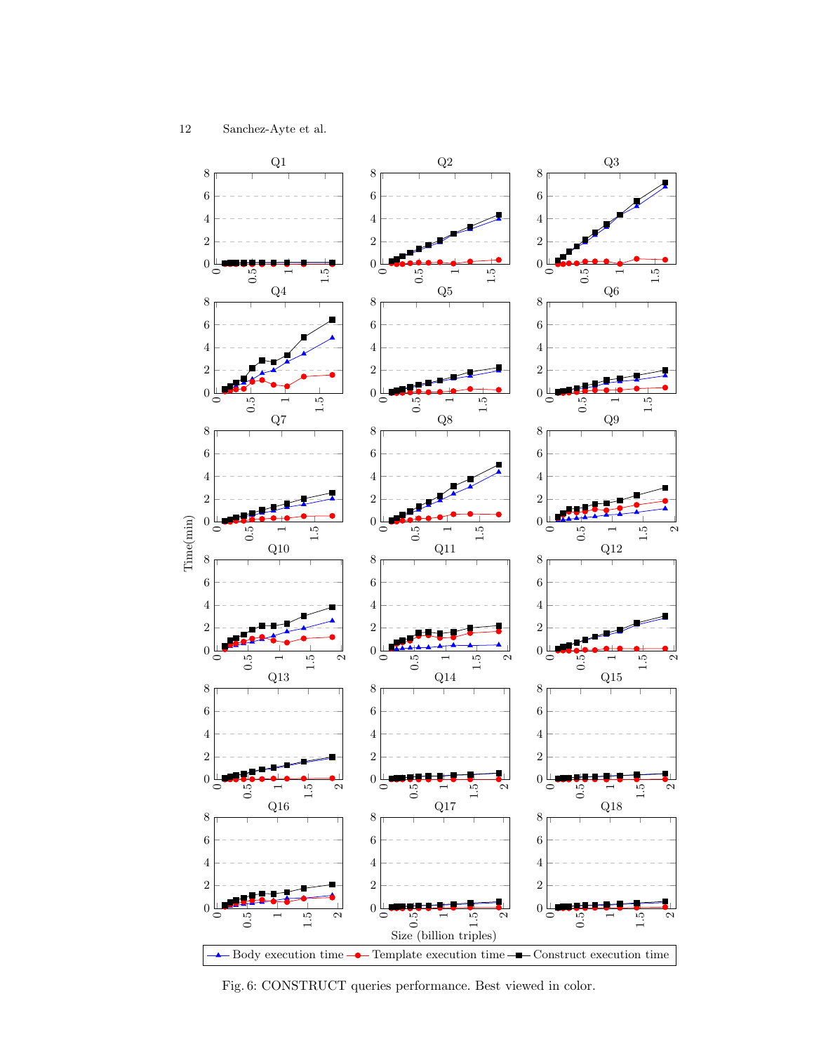Fig. 6: CONSTRUCT queries performance. Best viewed in color.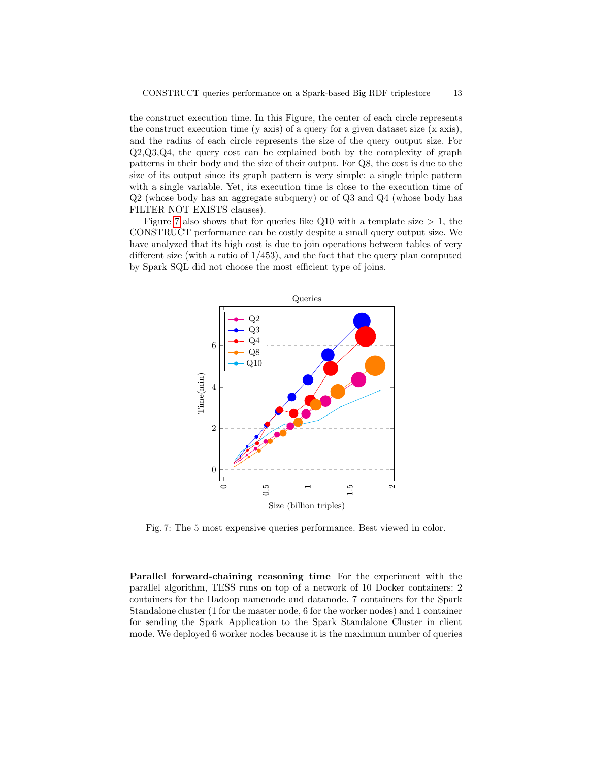the construct execution time. In this Figure, the center of each circle represents the construct execution time (y axis) of a query for a given dataset size (x axis), and the radius of each circle represents the size of the query output size. For Q2,Q3,Q4, the query cost can be explained both by the complexity of graph patterns in their body and the size of their output. For Q8, the cost is due to the size of its output since its graph pattern is very simple: a single triple pattern with a single variable. Yet, its execution time is close to the execution time of Q2 (whose body has an aggregate subquery) or of Q3 and Q4 (whose body has FILTER NOT EXISTS clauses).

Figure 7 also shows that for queries like Q10 with a template size $> 1$, the CONSTRUCT performance can be costly despite a small query output size. We have analyzed that its high cost is due to join operations between tables of very different size (with a ratio of 1/453), and the fact that the query plan computed by Spark SQL did not choose the most efficient type of joins.

Fig. 7: The 5 most expensive queries performance. Best viewed in color.

**Parallel forward-chaining reasoning time** For the experiment with the parallel algorithm, TESS runs on top of a network of 10 Docker containers: 2 containers for the Hadoop namenode and datanode. 7 containers for the Spark Standalone cluster (1 for the master node, 6 for the worker nodes) and 1 container for sending the Spark Application to the Spark Standalone Cluster in client mode. We deployed 6 worker nodes because it is the maximum number of queries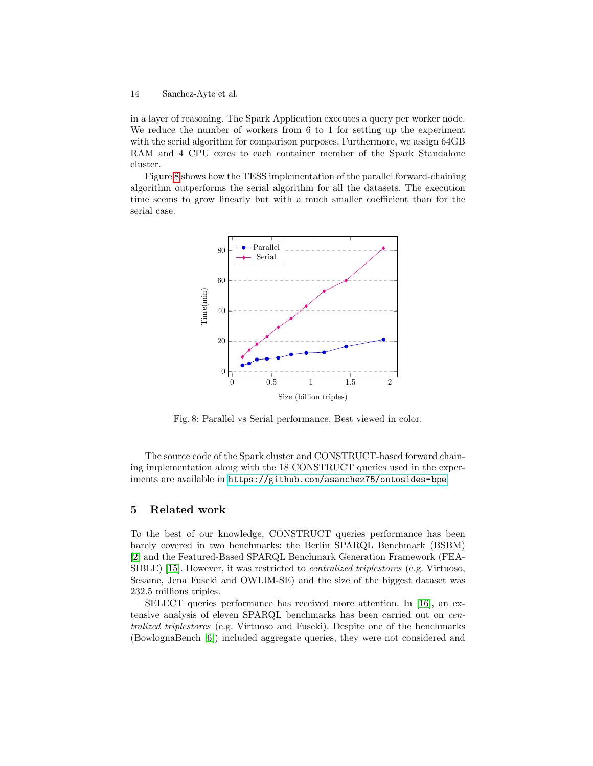in a layer of reasoning. The Spark Application executes a query per worker node. We reduce the number of workers from 6 to 1 for setting up the experiment with the serial algorithm for comparison purposes. Furthermore, we assign 64GB RAM and 4 CPU cores to each container member of the Spark Standalone cluster.

Figure 8 shows how the TESS implementation of the parallel forward-chaining algorithm outperforms the serial algorithm for all the datasets. The execution time seems to grow linearly but with a much smaller coefficient than for the serial case.

Fig. 8: Parallel vs Serial performance. Best viewed in color.

The source code of the Spark cluster and CONSTRUCT-based forward chaining implementation along with the 18 CONSTRUCT queries used in the experiments are available in https://github.com/asanchez75/ontosides-bpe.

## 5 Related work

To the best of our knowledge, CONSTRUCT queries performance has been barely covered in two benchmarks: the Berlin SPARQL Benchmark (BSBM) [2] and the Featured-Based SPARQL Benchmark Generation Framework (FEASIBLE) [15]. However, it was restricted to *centralized triplestores* (e.g. Virtuoso, Sesame, Jena Fuseki and OWLIM-SE) and the size of the biggest dataset was 232.5 millions triples.

SELECT queries performance has received more attention. In [16], an extensive analysis of eleven SPARQL benchmarks has been carried out on *centralized triplestores* (e.g. Virtuoso and Fuseki). Despite one of the benchmarks (BowlognaBench [6]) included aggregate queries, they were not considered and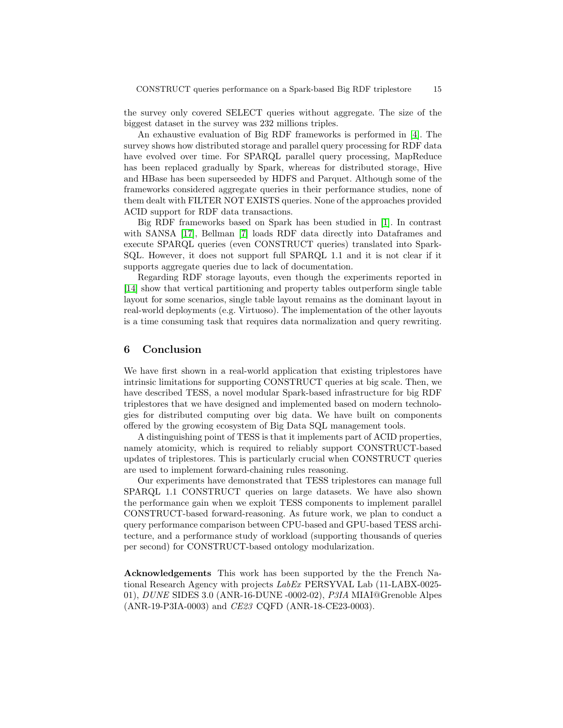the survey only covered SELECT queries without aggregate. The size of the biggest dataset in the survey was 232 millions triples.

An exhaustive evaluation of Big RDF frameworks is performed in [4]. The survey shows how distributed storage and parallel query processing for RDF data have evolved over time. For SPARQL parallel query processing, MapReduce has been replaced gradually by Spark, whereas for distributed storage, Hive and HBase has been superseeded by HDFS and Parquet. Although some of the frameworks considered aggregate queries in their performance studies, none of them dealt with FILTER NOT EXISTS queries. None of the approaches provided ACID support for RDF data transactions.

Big RDF frameworks based on Spark has been studied in [1]. In contrast with SANSA [17], Bellman [7] loads RDF data directly into Dataframes and execute SPARQL queries (even CONSTRUCT queries) translated into Spark-SQL. However, it does not support full SPARQL 1.1 and it is not clear if it supports aggregate queries due to lack of documentation.

Regarding RDF storage layouts, even though the experiments reported in [14] show that vertical partitioning and property tables outperform single table layout for some scenarios, single table layout remains as the dominant layout in real-world deployments (e.g. Virtuoso). The implementation of the other layouts is a time consuming task that requires data normalization and query rewriting.

## 6 Conclusion

We have first shown in a real-world application that existing triplestores have intrinsic limitations for supporting CONSTRUCT queries at big scale. Then, we have described TESS, a novel modular Spark-based infrastructure for big RDF triplestores that we have designed and implemented based on modern technologies for distributed computing over big data. We have built on components offered by the growing ecosystem of Big Data SQL management tools.

A distinguishing point of TESS is that it implements part of ACID properties, namely atomicity, which is required to reliably support CONSTRUCT-based updates of triplestores. This is particularly crucial when CONSTRUCT queries are used to implement forward-chaining rules reasoning.

Our experiments have demonstrated that TESS triplestores can manage full SPARQL 1.1 CONSTRUCT queries on large datasets. We have also shown the performance gain when we exploit TESS components to implement parallel CONSTRUCT-based forward-reasoning. As future work, we plan to conduct a query performance comparison between CPU-based and GPU-based TESS architecture, and a performance study of workload (supporting thousands of queries per second) for CONSTRUCT-based ontology modularization.

**Acknowledgements** This work has been supported by the the French National Research Agency with projects *LabEx* PERSYVAL Lab (11-LABX-0025-01), *DUNE* SIDES 3.0 (ANR-16-DUNE -0002-02), *P3IA* MIAI@Grenoble Alpes (ANR-19-P3IA-0003) and *CE23* CQFD (ANR-18-CE23-0003).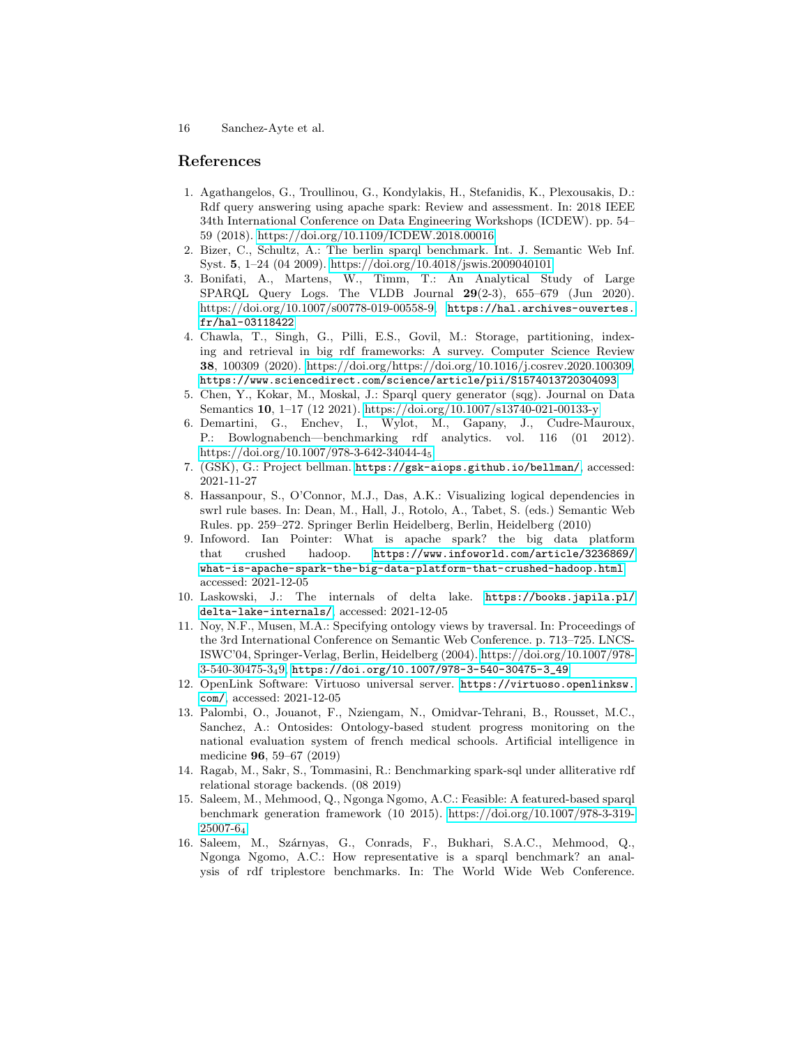## References

1. Agathangelos, G., Troullinou, G., Kondylakis, H., Stefanidis, K., Plexousakis, D.: Rdf query answering using apache spark: Review and assessment. In: 2018 IEEE 34th International Conference on Data Engineering Workshops (ICDEW). pp. 54–59 (2018). https://doi.org/10.1109/ICDEW.2018.00016
2. Bizer, C., Schultz, A.: The berlin sparql benchmark. Int. J. Semantic Web Inf. Syst. **5**, 1–24 (04 2009). https://doi.org/10.4018/jswis.2009040101
3. Bonifati, A., Martens, W., Timm, T.: An Analytical Study of Large SPARQL Query Logs. The VLDB Journal **29**(2-3), 655–679 (Jun 2020). https://doi.org/10.1007/s00778-019-00558-9, `https://hal.archives-ouvertes.fr/hal-03118422`
4. Chawla, T., Singh, G., Pilli, E.S., Govil, M.: Storage, partitioning, indexing and retrieval in big rdf frameworks: A survey. Computer Science Review **38**, 100309 (2020). https://doi.org/https://doi.org/10.1016/j.cosrev.2020.100309, `https://www.sciencedirect.com/science/article/pii/S1574013720304093`
5. Chen, Y., Kokar, M., Moskal, J.: Sparql query generator (sqg). Journal on Data Semantics **10**, 1–17 (12 2021). https://doi.org/10.1007/s13740-021-00133-y
6. Demartini, G., Enchev, I., Wylot, M., Gapany, J., Cudre-Mauroux, P.: Bowlognabench—benchmarking rdf analytics. vol. 116 (01 2012). https://doi.org/10.1007/978-3-642-34044-4$_5$
7. (GSK), G.: Project bellman. `https://gsk-aiops.github.io/bellman/`, accessed: 2021-11-27
8. Hassanpour, S., O'Connor, M.J., Das, A.K.: Visualizing logical dependencies in swrl rule bases. In: Dean, M., Hall, J., Rotolo, A., Tabet, S. (eds.) Semantic Web Rules. pp. 259–272. Springer Berlin Heidelberg, Berlin, Heidelberg (2010)
9. Infoword. Ian Pointer: What is apache spark? the big data platform that crushed hadoop. `https://www.infoworld.com/article/3236869/what-is-apache-spark-the-big-data-platform-that-crushed-hadoop.html`, accessed: 2021-12-05
10. Laskowski, J.: The internals of delta lake. `https://books.japila.pl/delta-lake-internals/`, accessed: 2021-12-05
11. Noy, N.F., Musen, M.A.: Specifying ontology views by traversal. In: Proceedings of the 3rd International Conference on Semantic Web Conference. p. 713–725. LNCS-ISWC'04, Springer-Verlag, Berlin, Heidelberg (2004). https://doi.org/10.1007/978-3-540-30475-3$_4$9, `https://doi.org/10.1007/978-3-540-30475-3_49`
12. OpenLink Software: Virtuoso universal server. `https://virtuoso.openlinksw.com/`, accessed: 2021-12-05
13. Palombi, O., Jouanot, F., Nziengam, N., Omidvar-Tehrani, B., Rousset, M.C., Sanchez, A.: Ontosides: Ontology-based student progress monitoring on the national evaluation system of french medical schools. Artificial intelligence in medicine **96**, 59–67 (2019)
14. Ragab, M., Sakr, S., Tommasini, R.: Benchmarking spark-sql under alliterative rdf relational storage backends. (08 2019)
15. Saleem, M., Mehmood, Q., Ngonga Ngomo, A.C.: Feasible: A featured-based sparql benchmark generation framework (10 2015). https://doi.org/10.1007/978-3-319-25007-6$_4$
16. Saleem, M., Szárnyas, G., Conrads, F., Bukhari, S.A.C., Mehmood, Q., Ngonga Ngomo, A.C.: How representative is a sparql benchmark? an analysis of rdf triplestore benchmarks. In: The World Wide Web Conference.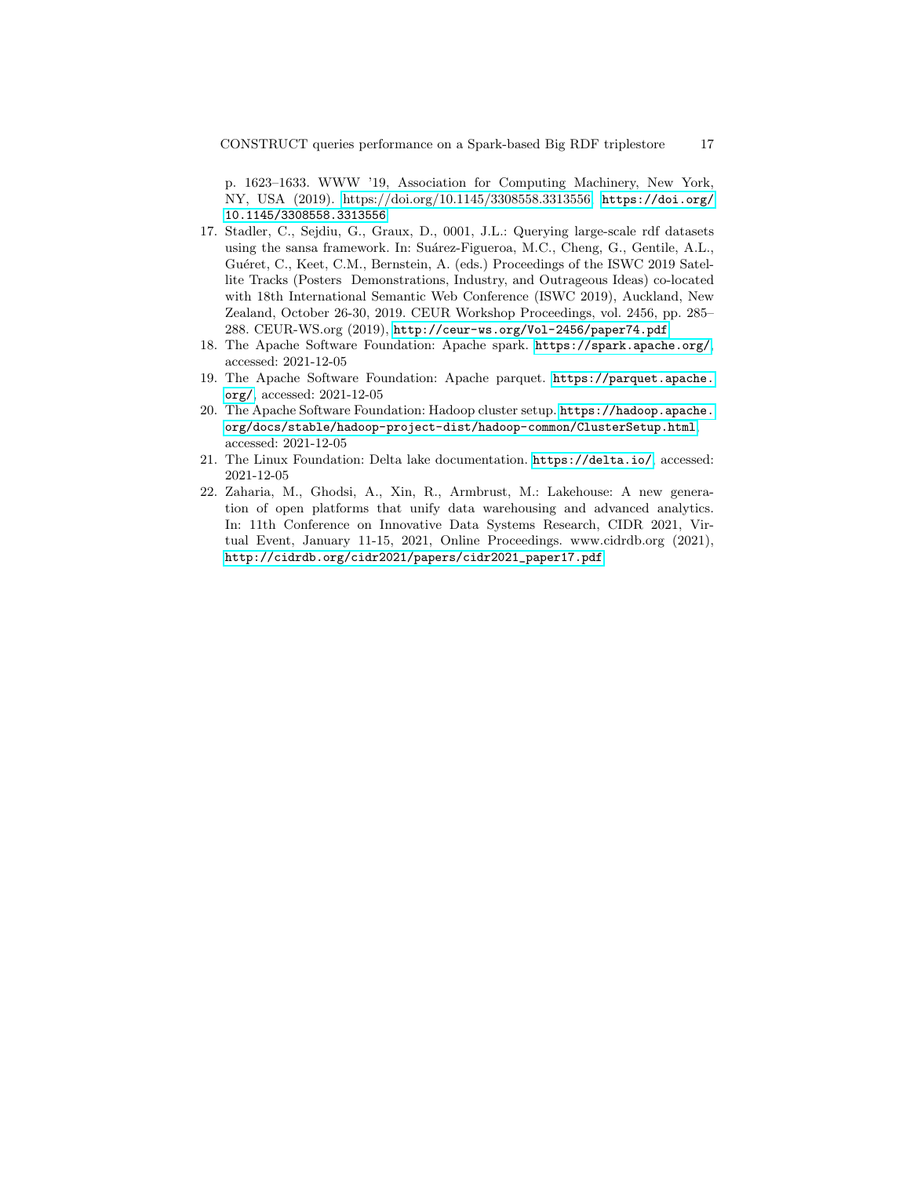p. 1623–1633. WWW '19, Association for Computing Machinery, New York, NY, USA (2019). https://doi.org/10.1145/3308558.3313556, https://doi.org/10.1145/3308558.3313556

17. Stadler, C., Sejdiu, G., Graux, D., 0001, J.L.: Querying large-scale rdf datasets using the sansa framework. In: Suárez-Figueroa, M.C., Cheng, G., Gentile, A.L., Guéret, C., Keet, C.M., Bernstein, A. (eds.) Proceedings of the ISWC 2019 Satellite Tracks (Posters Demonstrations, Industry, and Outrageous Ideas) co-located with 18th International Semantic Web Conference (ISWC 2019), Auckland, New Zealand, October 26-30, 2019. CEUR Workshop Proceedings, vol. 2456, pp. 285–288. CEUR-WS.org (2019), http://ceur-ws.org/Vol-2456/paper74.pdf
18. The Apache Software Foundation: Apache spark. https://spark.apache.org/, accessed: 2021-12-05
19. The Apache Software Foundation: Apache parquet. https://parquet.apache.org/, accessed: 2021-12-05
20. The Apache Software Foundation: Hadoop cluster setup. https://hadoop.apache.org/docs/stable/hadoop-project-dist/hadoop-common/ClusterSetup.html, accessed: 2021-12-05
21. The Linux Foundation: Delta lake documentation. https://delta.io/, accessed: 2021-12-05
22. Zaharia, M., Ghodsi, A., Xin, R., Armbrust, M.: Lakehouse: A new generation of open platforms that unify data warehousing and advanced analytics. In: 11th Conference on Innovative Data Systems Research, CIDR 2021, Virtual Event, January 11-15, 2021, Online Proceedings. www.cidrdb.org (2021), http://cidrdb.org/cidr2021/papers/cidr2021_paper17.pdf